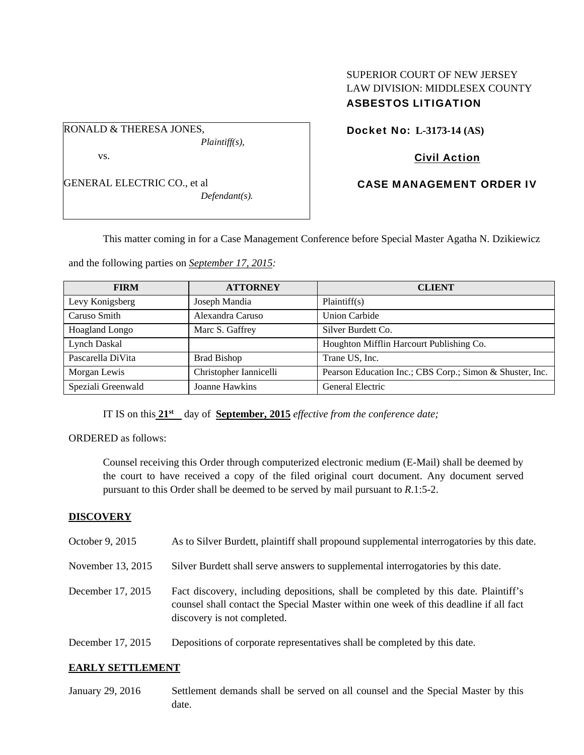SUPERIOR COURT OF NEW JERSEY
LAW DIVISION: MIDDLESEX COUNTY
**ASBESTOS LITIGATION**

RONALD & THERESA JONES,
*Plaintiff(s),*

vs.

GENERAL ELECTRIC CO., et al
*Defendant(s).*

**Docket No: L-3173-14 (AS)**

**Civil Action**

**CASE MANAGEMENT ORDER IV**

This matter coming in for a Case Management Conference before Special Master Agatha N. Dzikiewicz and the following parties on *September 17, 2015:*

| FIRM | ATTORNEY | CLIENT |
|---|---|---|
| Levy Konigsberg | Joseph Mandia | Plaintiff(s) |
| Caruso Smith | Alexandra Caruso | Union Carbide |
| Hoagland Longo | Marc S. Gaffrey | Silver Burdett Co. |
| Lynch Daskal | | Houghton Mifflin Harcourt Publishing Co. |
| Pascarella DiVita | Brad Bishop | Trane US, Inc. |
| Morgan Lewis | Christopher Iannicelli | Pearson Education Inc.; CBS Corp.; Simon & Shuster, Inc. |
| Speziali Greenwald | Joanne Hawkins | General Electric |

IT IS on this **21st** day of **September, 2015** *effective from the conference date;*

ORDERED as follows:

Counsel receiving this Order through computerized electronic medium (E-Mail) shall be deemed by the court to have received a copy of the filed original court document. Any document served pursuant to this Order shall be deemed to be served by mail pursuant to *R*.1:5-2.

**DISCOVERY**

October 9, 2015 — As to Silver Burdett, plaintiff shall propound supplemental interrogatories by this date.

November 13, 2015 — Silver Burdett shall serve answers to supplemental interrogatories by this date.

December 17, 2015 — Fact discovery, including depositions, shall be completed by this date. Plaintiff's counsel shall contact the Special Master within one week of this deadline if all fact discovery is not completed.

December 17, 2015 — Depositions of corporate representatives shall be completed by this date.

**EARLY SETTLEMENT**

January 29, 2016 — Settlement demands shall be served on all counsel and the Special Master by this date.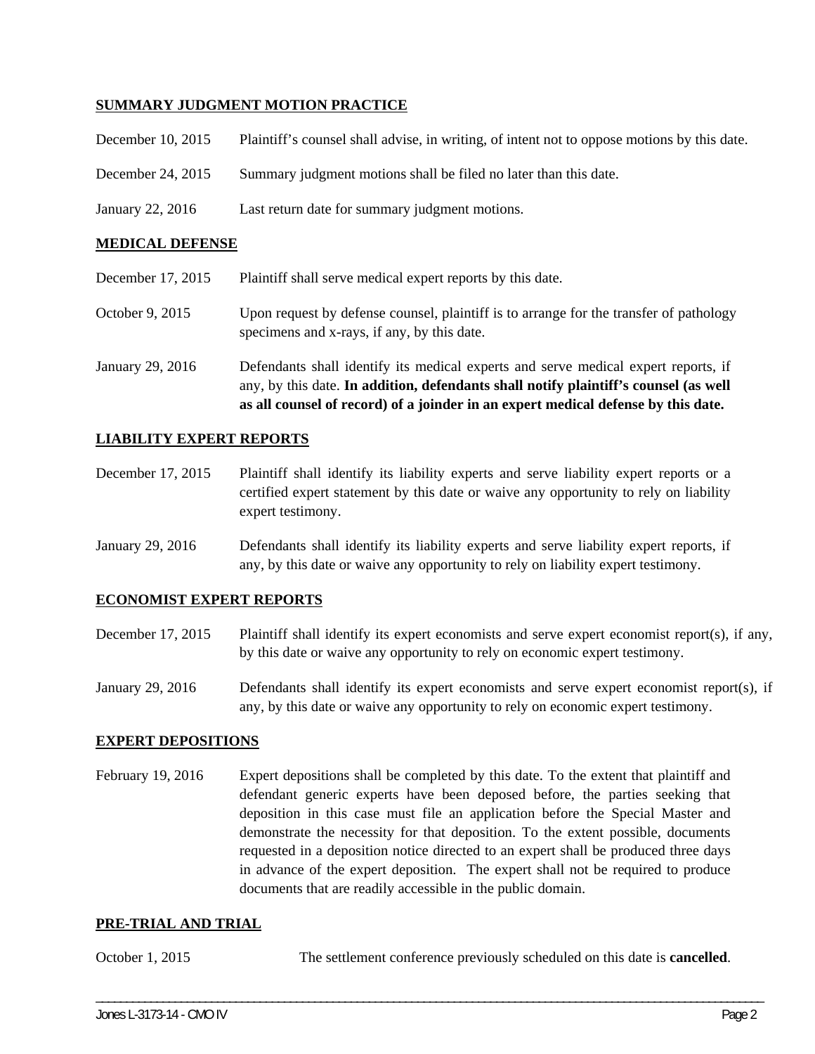## SUMMARY JUDGMENT MOTION PRACTICE

| | |
|---|---|
| December 10, 2015 | Plaintiff's counsel shall advise, in writing, of intent not to oppose motions by this date. |
| December 24, 2015 | Summary judgment motions shall be filed no later than this date. |
| January 22, 2016 | Last return date for summary judgment motions. |

## MEDICAL DEFENSE

| | |
|---|---|
| December 17, 2015 | Plaintiff shall serve medical expert reports by this date. |
| October 9, 2015 | Upon request by defense counsel, plaintiff is to arrange for the transfer of pathology specimens and x-rays, if any, by this date. |
| January 29, 2016 | Defendants shall identify its medical experts and serve medical expert reports, if any, by this date. **In addition, defendants shall notify plaintiff's counsel (as well as all counsel of record) of a joinder in an expert medical defense by this date.** |

## LIABILITY EXPERT REPORTS

| | |
|---|---|
| December 17, 2015 | Plaintiff shall identify its liability experts and serve liability expert reports or a certified expert statement by this date or waive any opportunity to rely on liability expert testimony. |
| January 29, 2016 | Defendants shall identify its liability experts and serve liability expert reports, if any, by this date or waive any opportunity to rely on liability expert testimony. |

## ECONOMIST EXPERT REPORTS

| | |
|---|---|
| December 17, 2015 | Plaintiff shall identify its expert economists and serve expert economist report(s), if any, by this date or waive any opportunity to rely on economic expert testimony. |
| January 29, 2016 | Defendants shall identify its expert economists and serve expert economist report(s), if any, by this date or waive any opportunity to rely on economic expert testimony. |

## EXPERT DEPOSITIONS

| | |
|---|---|
| February 19, 2016 | Expert depositions shall be completed by this date. To the extent that plaintiff and defendant generic experts have been deposed before, the parties seeking that deposition in this case must file an application before the Special Master and demonstrate the necessity for that deposition. To the extent possible, documents requested in a deposition notice directed to an expert shall be produced three days in advance of the expert deposition. The expert shall not be required to produce documents that are readily accessible in the public domain. |

## PRE-TRIAL AND TRIAL

| | |
|---|---|
| October 1, 2015 | The settlement conference previously scheduled on this date is **cancelled**. |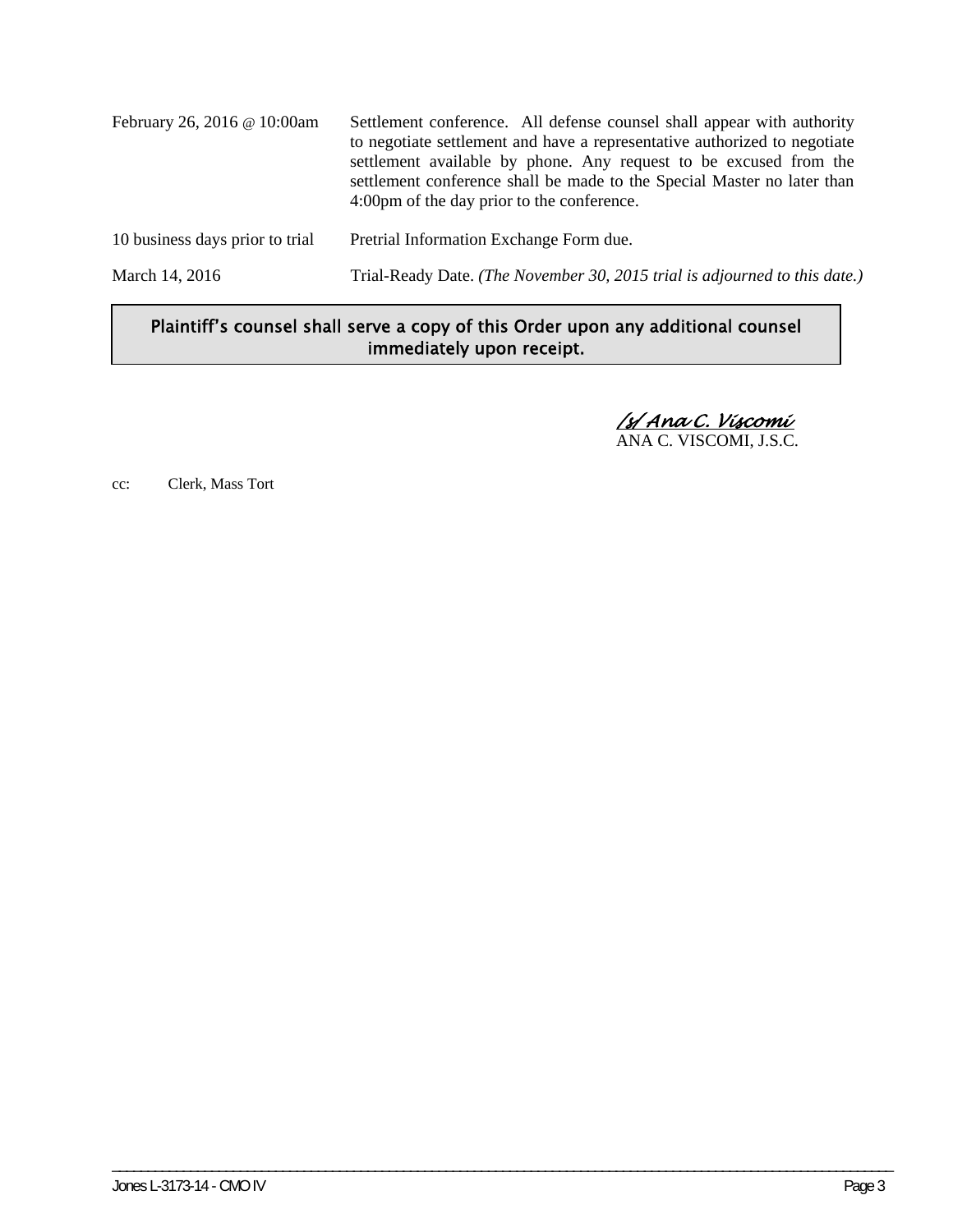| | |
|---|---|
| February 26, 2016 @ 10:00am | Settlement conference. All defense counsel shall appear with authority to negotiate settlement and have a representative authorized to negotiate settlement available by phone. Any request to be excused from the settlement conference shall be made to the Special Master no later than 4:00pm of the day prior to the conference. |
| 10 business days prior to trial | Pretrial Information Exchange Form due. |
| March 14, 2016 | Trial-Ready Date. *(The November 30, 2015 trial is adjourned to this date.)* |

**Plaintiff's counsel shall serve a copy of this Order upon any additional counsel immediately upon receipt.**

*/s/ Ana C. Viscomi*
ANA C. VISCOMI, J.S.C.

cc: Clerk, Mass Tort